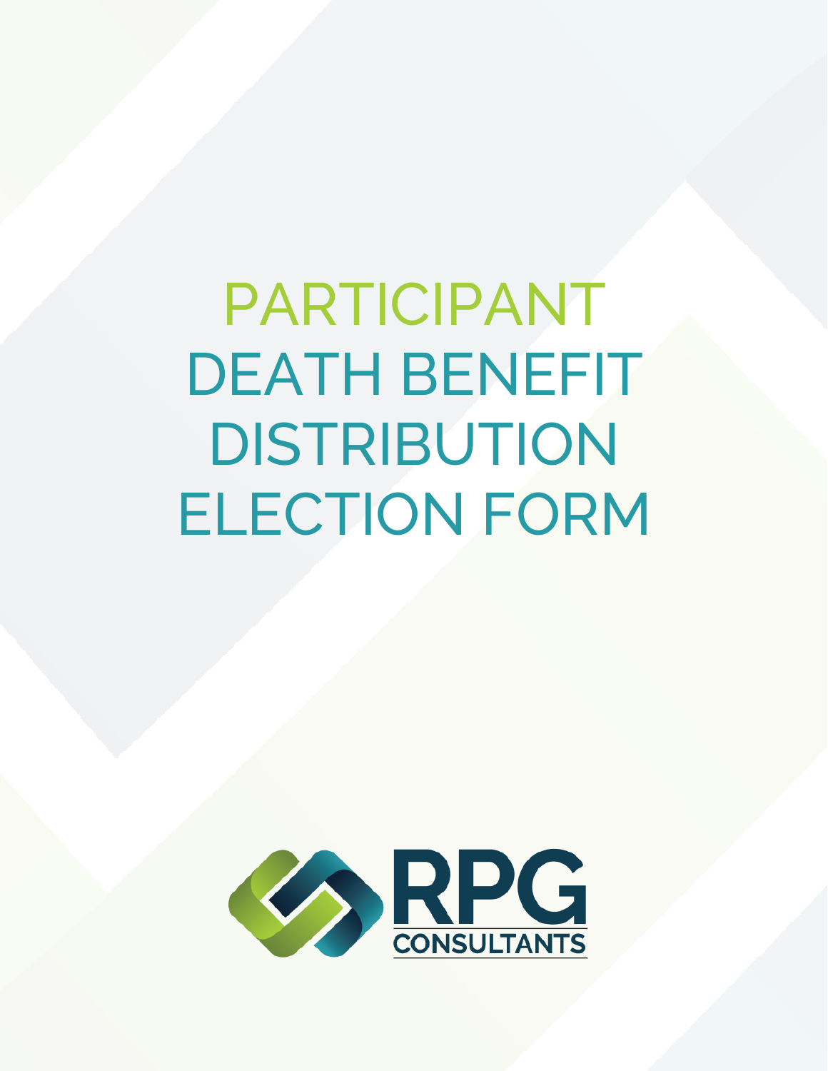# PARTICIPANT DEATH BENEFIT DISTRIBUTION ELECTION FORM

RPG CONSULTANTS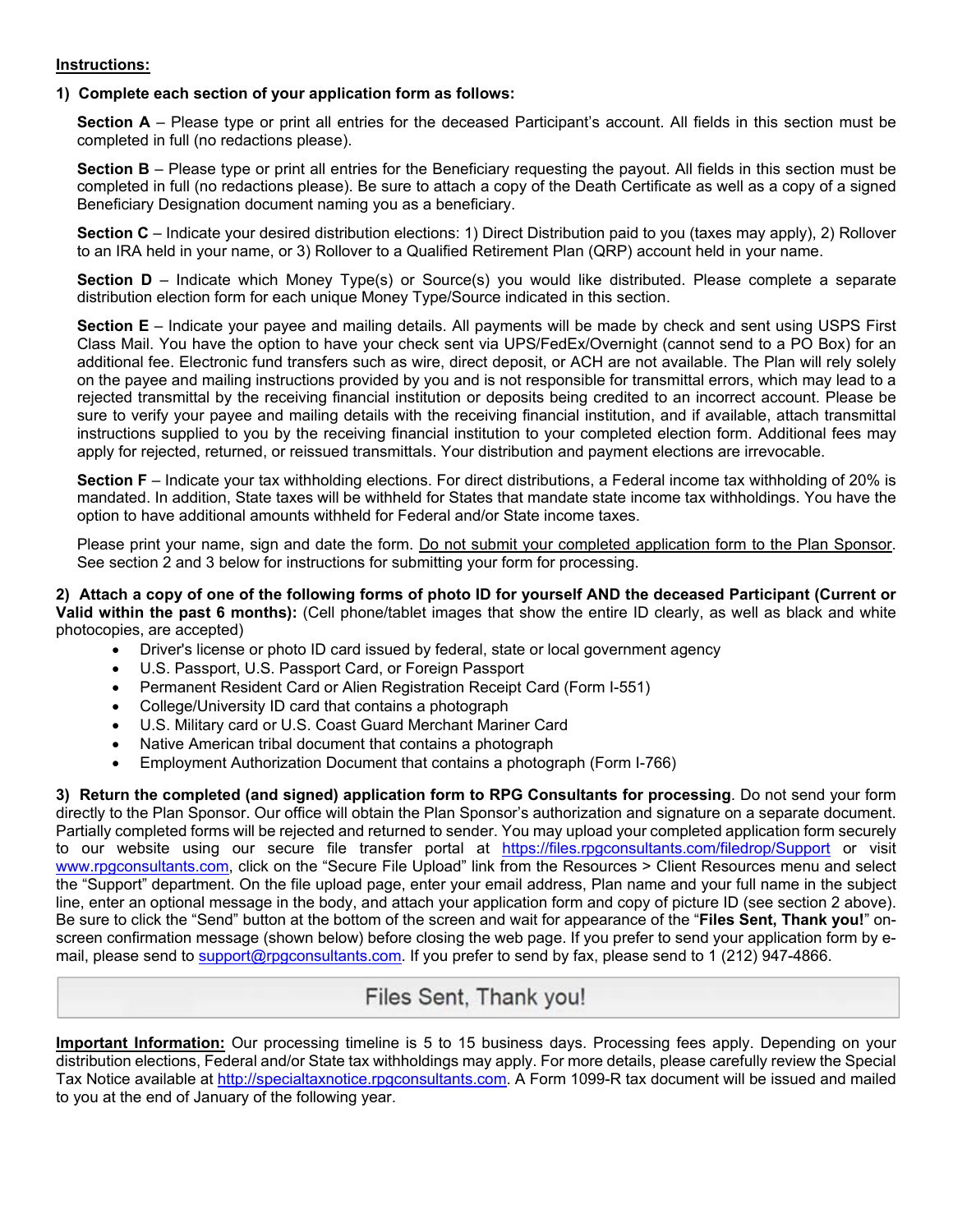**Instructions:**

**1) Complete each section of your application form as follows:**

**Section A** – Please type or print all entries for the deceased Participant's account. All fields in this section must be completed in full (no redactions please).

**Section B** – Please type or print all entries for the Beneficiary requesting the payout. All fields in this section must be completed in full (no redactions please). Be sure to attach a copy of the Death Certificate as well as a copy of a signed Beneficiary Designation document naming you as a beneficiary.

**Section C** – Indicate your desired distribution elections: 1) Direct Distribution paid to you (taxes may apply), 2) Rollover to an IRA held in your name, or 3) Rollover to a Qualified Retirement Plan (QRP) account held in your name.

**Section D** – Indicate which Money Type(s) or Source(s) you would like distributed. Please complete a separate distribution election form for each unique Money Type/Source indicated in this section.

**Section E** – Indicate your payee and mailing details. All payments will be made by check and sent using USPS First Class Mail. You have the option to have your check sent via UPS/FedEx/Overnight (cannot send to a PO Box) for an additional fee. Electronic fund transfers such as wire, direct deposit, or ACH are not available. The Plan will rely solely on the payee and mailing instructions provided by you and is not responsible for transmittal errors, which may lead to a rejected transmittal by the receiving financial institution or deposits being credited to an incorrect account. Please be sure to verify your payee and mailing details with the receiving financial institution, and if available, attach transmittal instructions supplied to you by the receiving financial institution to your completed election form. Additional fees may apply for rejected, returned, or reissued transmittals. Your distribution and payment elections are irrevocable.

**Section F** – Indicate your tax withholding elections. For direct distributions, a Federal income tax withholding of 20% is mandated. In addition, State taxes will be withheld for States that mandate state income tax withholdings. You have the option to have additional amounts withheld for Federal and/or State income taxes.

Please print your name, sign and date the form. Do not submit your completed application form to the Plan Sponsor. See section 2 and 3 below for instructions for submitting your form for processing.

**2) Attach a copy of one of the following forms of photo ID for yourself AND the deceased Participant (Current or Valid within the past 6 months):** (Cell phone/tablet images that show the entire ID clearly, as well as black and white photocopies, are accepted)

- Driver's license or photo ID card issued by federal, state or local government agency
- U.S. Passport, U.S. Passport Card, or Foreign Passport
- Permanent Resident Card or Alien Registration Receipt Card (Form I-551)
- College/University ID card that contains a photograph
- U.S. Military card or U.S. Coast Guard Merchant Mariner Card
- Native American tribal document that contains a photograph
- Employment Authorization Document that contains a photograph (Form I-766)

**3) Return the completed (and signed) application form to RPG Consultants for processing**. Do not send your form directly to the Plan Sponsor. Our office will obtain the Plan Sponsor's authorization and signature on a separate document. Partially completed forms will be rejected and returned to sender. You may upload your completed application form securely to our website using our secure file transfer portal at https://files.rpgconsultants.com/filedrop/Support or visit www.rpgconsultants.com, click on the "Secure File Upload" link from the Resources > Client Resources menu and select the "Support" department. On the file upload page, enter your email address, Plan name and your full name in the subject line, enter an optional message in the body, and attach your application form and copy of picture ID (see section 2 above). Be sure to click the "Send" button at the bottom of the screen and wait for appearance of the "**Files Sent, Thank you!**" on-screen confirmation message (shown below) before closing the web page. If you prefer to send your application form by e-mail, please send to support@rpgconsultants.com. If you prefer to send by fax, please send to 1 (212) 947-4866.

Files Sent, Thank you!

**Important Information:** Our processing timeline is 5 to 15 business days. Processing fees apply. Depending on your distribution elections, Federal and/or State tax withholdings may apply. For more details, please carefully review the Special Tax Notice available at http://specialtaxnotice.rpgconsultants.com. A Form 1099-R tax document will be issued and mailed to you at the end of January of the following year.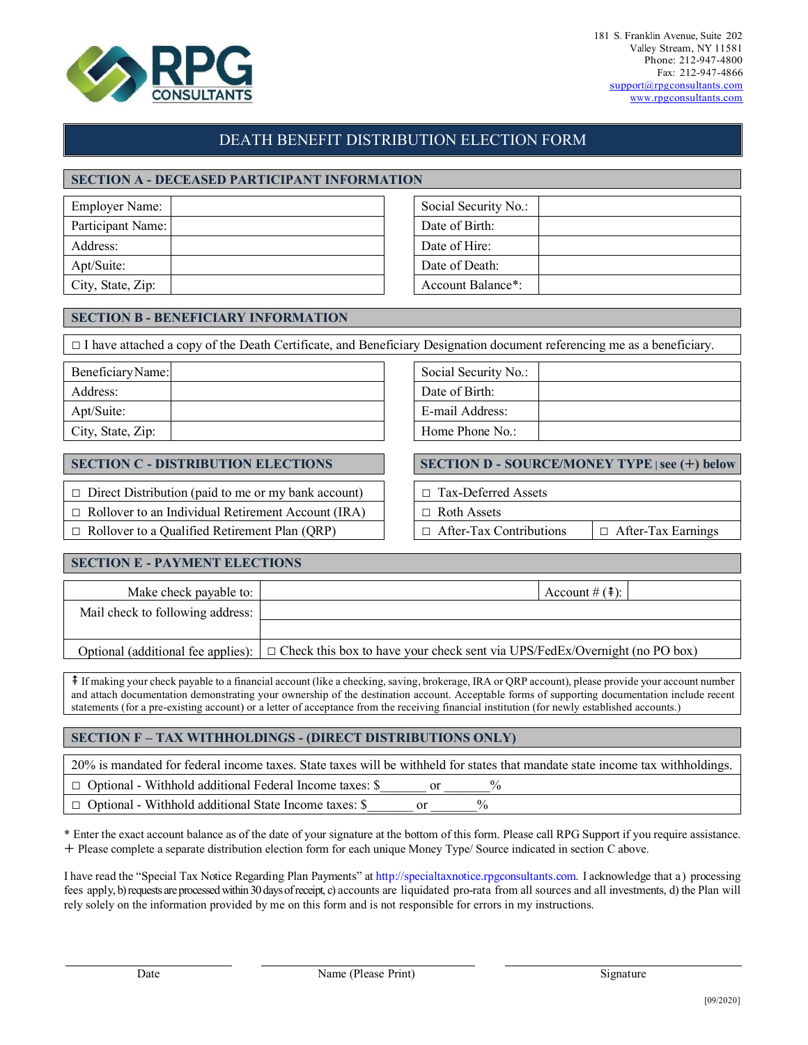RPG CONSULTANTS

181 S. Franklin Avenue, Suite 202
Valley Stream, NY 11581
Phone: 212-947-4800
Fax: 212-947-4866
support@rpgconsultants.com
www.rpgconsultants.com

# DEATH BENEFIT DISTRIBUTION ELECTION FORM

## SECTION A - DECEASED PARTICIPANT INFORMATION

| | | | |
|---|---|---|---|
| Employer Name: | | Social Security No.: | |
| Participant Name: | | Date of Birth: | |
| Address: | | Date of Hire: | |
| Apt/Suite: | | Date of Death: | |
| City, State, Zip: | | Account Balance*: | |

## SECTION B - BENEFICIARY INFORMATION

□ I have attached a copy of the Death Certificate, and Beneficiary Designation document referencing me as a beneficiary.

| | | | |
|---|---|---|---|
| Beneficiary Name: | | Social Security No.: | |
| Address: | | Date of Birth: | |
| Apt/Suite: | | E-mail Address: | |
| City, State, Zip: | | Home Phone No.: | |

## SECTION C - DISTRIBUTION ELECTIONS

- □ Direct Distribution (paid to me or my bank account)
- □ Rollover to an Individual Retirement Account (IRA)
- □ Rollover to a Qualified Retirement Plan (QRP)

## SECTION D - SOURCE/MONEY TYPE | see (+) below

- □ Tax-Deferred Assets
- □ Roth Assets
- □ After-Tax Contributions &nbsp;&nbsp; □ After-Tax Earnings

## SECTION E - PAYMENT ELECTIONS

| | | | |
|---|---|---|---|
| Make check payable to: | | Account # (ǂ): | |
| Mail check to following address: | | | |
| Optional (additional fee applies): | □ Check this box to have your check sent via UPS/FedEx/Overnight (no PO box) | | |

ǂ If making your check payable to a financial account (like a checking, saving, brokerage, IRA or QRP account), please provide your account number and attach documentation demonstrating your ownership of the destination account. Acceptable forms of supporting documentation include recent statements (for a pre-existing account) or a letter of acceptance from the receiving financial institution (for newly established accounts.)

## SECTION F – TAX WITHHOLDINGS - (DIRECT DISTRIBUTIONS ONLY)

20% is mandated for federal income taxes. State taxes will be withheld for states that mandate state income tax withholdings.

- □ Optional - Withhold additional Federal Income taxes: $_______ or _______%
- □ Optional - Withhold additional State Income taxes: $_______ or _______%

\* Enter the exact account balance as of the date of your signature at the bottom of this form. Please call RPG Support if you require assistance.
+ Please complete a separate distribution election form for each unique Money Type/ Source indicated in section C above.

I have read the "Special Tax Notice Regarding Plan Payments" at http://specialtaxnotice.rpgconsultants.com. I acknowledge that a) processing fees apply, b) requests are processed within 30 days of receipt, c) accounts are liquidated pro-rata from all sources and all investments, d) the Plan will rely solely on the information provided by me on this form and is not responsible for errors in my instructions.

______________________ &nbsp;&nbsp; ______________________ &nbsp;&nbsp; ______________________
Date &nbsp;&nbsp; Name (Please Print) &nbsp;&nbsp; Signature

[09/2020]